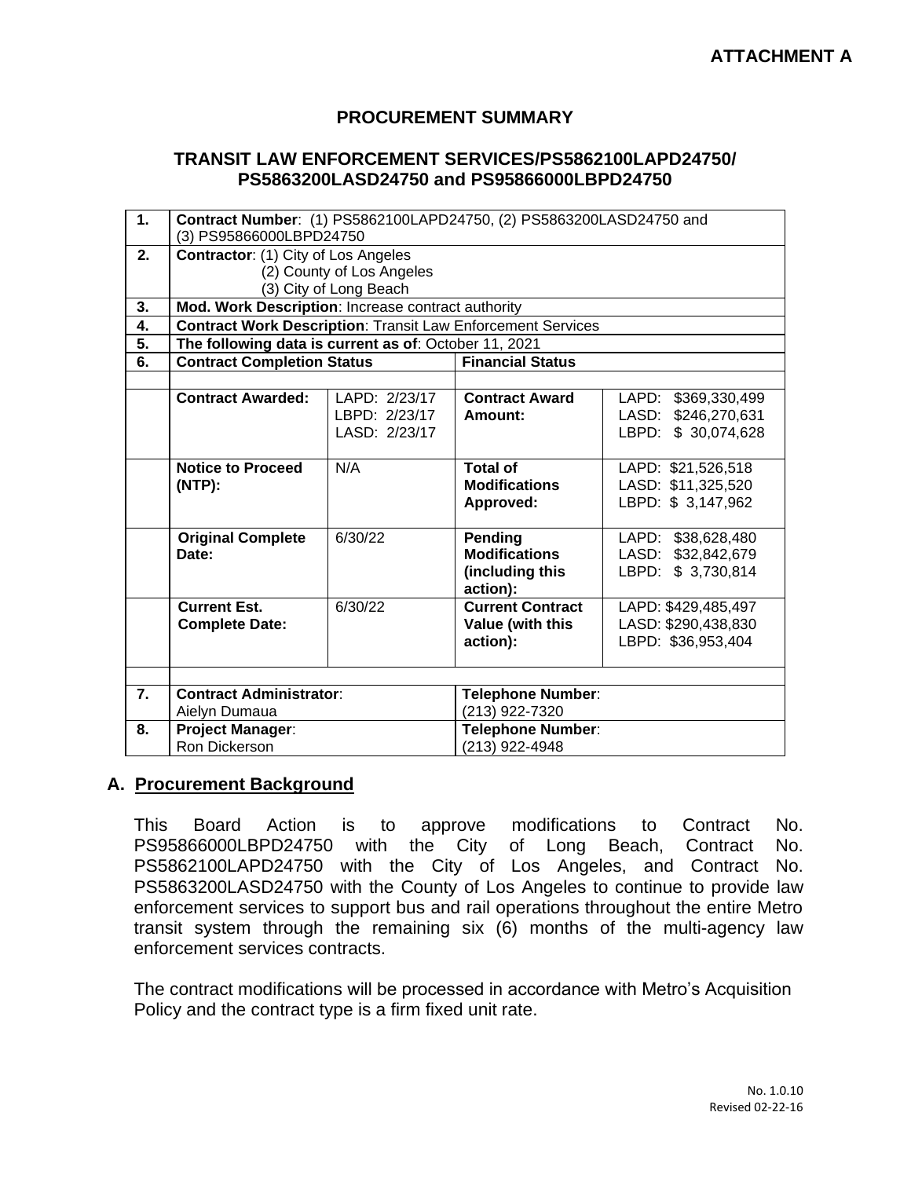**ATTACHMENT A**

# PROCUREMENT SUMMARY

## TRANSIT LAW ENFORCEMENT SERVICES/PS5862100LAPD24750/ PS5863200LASD24750 and PS95866000LBPD24750

| | | | | |
|---|---|---|---|---|
| **1.** | **Contract Number**: (1) PS5862100LAPD24750, (2) PS5863200LASD24750 and (3) PS95866000LBPD24750 | | | |
| **2.** | **Contractor**: (1) City of Los Angeles (2) County of Los Angeles (3) City of Long Beach | | | |
| **3.** | **Mod. Work Description**: Increase contract authority | | | |
| **4.** | **Contract Work Description**: Transit Law Enforcement Services | | | |
| **5.** | **The following data is current as of**: October 11, 2021 | | | |
| **6.** | **Contract Completion Status** | | **Financial Status** | |
| | | | | |
| | **Contract Awarded:** | LAPD: 2/23/17 LBPD: 2/23/17 LASD: 2/23/17 | **Contract Award Amount:** | LAPD: $369,330,499 LASD: $246,270,631 LBPD: $ 30,074,628 |
| | **Notice to Proceed (NTP):** | N/A | **Total of Modifications Approved:** | LAPD: $21,526,518 LASD: $11,325,520 LBPD: $ 3,147,962 |
| | **Original Complete Date:** | 6/30/22 | **Pending Modifications (including this action):** | LAPD: $38,628,480 LASD: $32,842,679 LBPD: $ 3,730,814 |
| | **Current Est. Complete Date:** | 6/30/22 | **Current Contract Value (with this action):** | LAPD: $429,485,497 LASD: $290,438,830 LBPD: $36,953,404 |
| | | | | |
| **7.** | **Contract Administrator**: Aielyn Dumaua | | **Telephone Number**: (213) 922-7320 | |
| **8.** | **Project Manager**: Ron Dickerson | | **Telephone Number**: (213) 922-4948 | |

## A. Procurement Background

This Board Action is to approve modifications to Contract No. PS95866000LBPD24750 with the City of Long Beach, Contract No. PS5862100LAPD24750 with the City of Los Angeles, and Contract No. PS5863200LASD24750 with the County of Los Angeles to continue to provide law enforcement services to support bus and rail operations throughout the entire Metro transit system through the remaining six (6) months of the multi-agency law enforcement services contracts.

The contract modifications will be processed in accordance with Metro's Acquisition Policy and the contract type is a firm fixed unit rate.

No. 1.0.10
Revised 02-22-16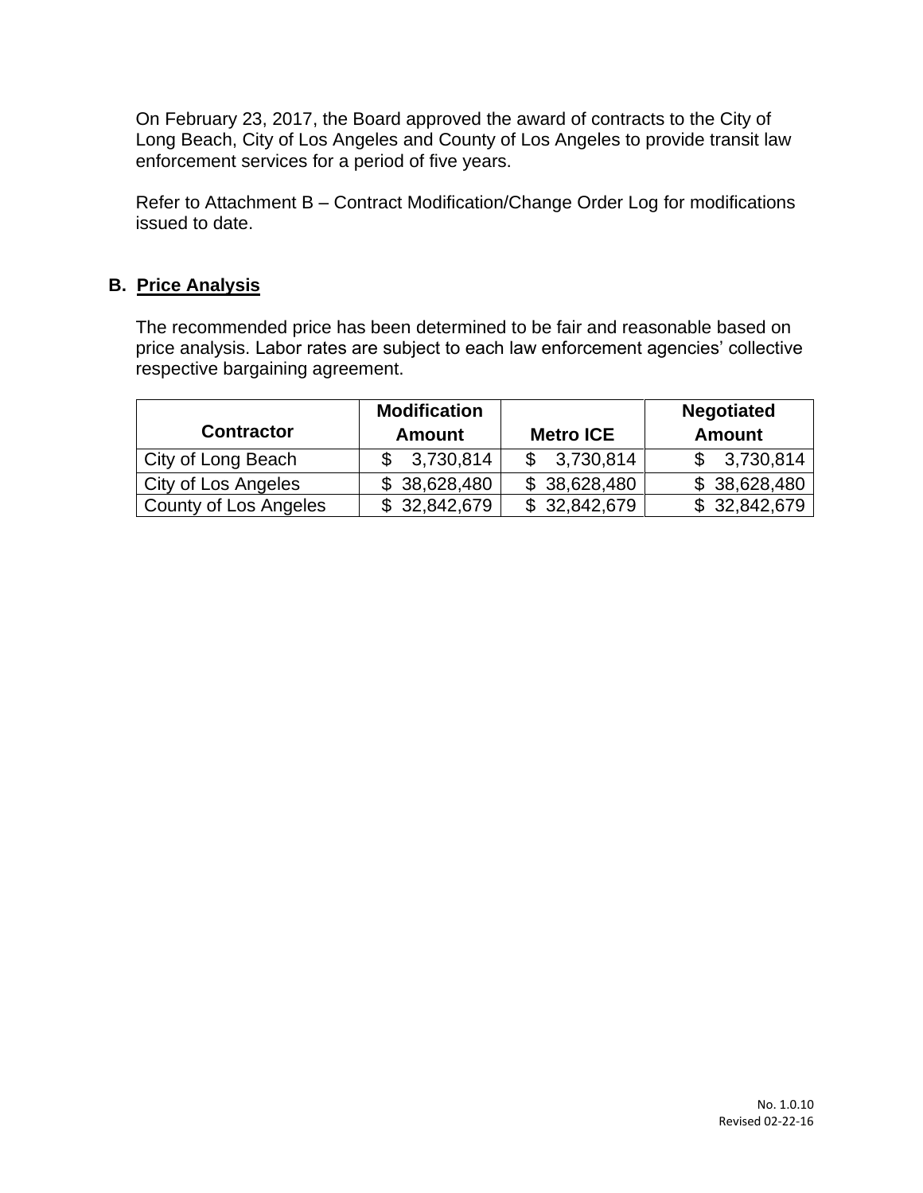On February 23, 2017, the Board approved the award of contracts to the City of Long Beach, City of Los Angeles and County of Los Angeles to provide transit law enforcement services for a period of five years.

Refer to Attachment B – Contract Modification/Change Order Log for modifications issued to date.

## B. Price Analysis

The recommended price has been determined to be fair and reasonable based on price analysis. Labor rates are subject to each law enforcement agencies' collective respective bargaining agreement.

| Contractor | Modification Amount | Metro ICE | Negotiated Amount |
|---|---|---|---|
| City of Long Beach | $ 3,730,814 | $ 3,730,814 | $ 3,730,814 |
| City of Los Angeles | $ 38,628,480 | $ 38,628,480 | $ 38,628,480 |
| County of Los Angeles | $ 32,842,679 | $ 32,842,679 | $ 32,842,679 |

No. 1.0.10
Revised 02-22-16